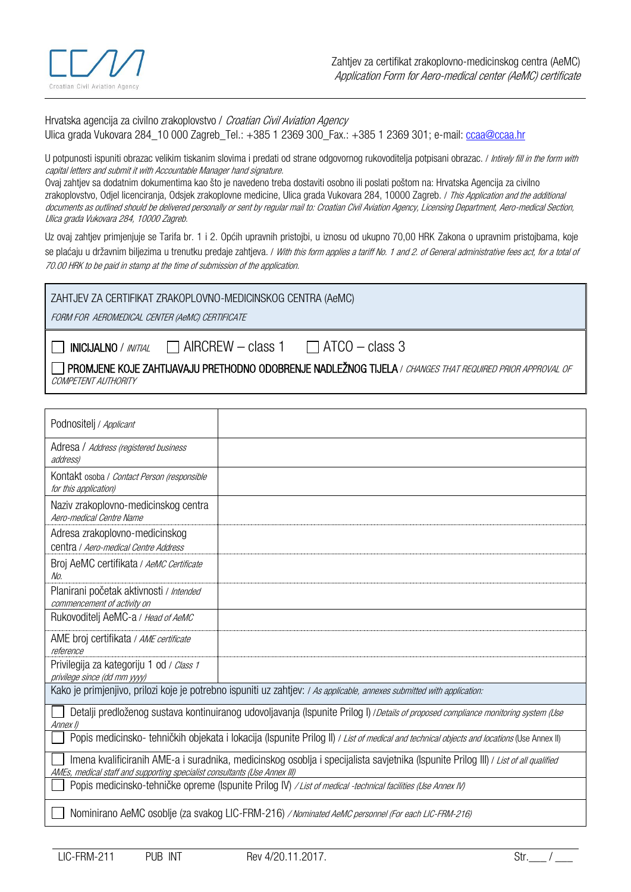Zahtjev za certifikat zrakoplovno-medicinskog centra (AeMC)
*Application Form for Aero-medical center (AeMC) certificate*

Hrvatska agencija za civilno zrakoplovstvo / *Croatian Civil Aviation Agency*
Ulica grada Vukovara 284_10 000 Zagreb_Tel.: +385 1 2369 300_Fax.: +385 1 2369 301; e-mail: ccaa@ccaa.hr

U potpunosti ispuniti obrazac velikim tiskanim slovima i predati od strane odgovornog rukovoditelja potpisani obrazac. / *Intirely fill in the form with capital letters and submit it with Accountable Manager hand signature.*
Ovaj zahtjev sa dodatnim dokumentima kao što je navedeno treba dostaviti osobno ili poslati poštom na: Hrvatska Agencija za civilno zrakoplovstvo, Odjel licenciranja, Odsjek zrakoplovne medicine, Ulica grada Vukovara 284, 10000 Zagreb. / *This Application and the additional documents as outlined should be delivered personally or sent by regular mail to: Croatian Civil Aviation Agency, Licensing Department, Aero-medical Section, Ulica grada Vukovara 284, 10000 Zagreb.*

Uz ovaj zahtjev primjenjuje se Tarifa br. 1 i 2. Općih upravnih pristojbi, u iznosu od ukupno 70,00 HRK Zakona o upravnim pristojbama, koje se plaćaju u državnim biljezima u trenutku predaje zahtjeva. / *With this form applies a tariff No. 1 and 2. of General administrative fees act, for a total of 70.00 HRK to be paid in stamp at the time of submission of the application.*

| ZAHTJEV ZA CERTIFIKAT ZRAKOPLOVNO-MEDICINSKOG CENTRA (AeMC) *FORM FOR AEROMEDICAL CENTER (AeMC) CERTIFICATE* |
|---|
| ☐ **INICIJALNO** / *INITIAL* ☐ AIRCREW – class 1 ☐ ATCO – class 3 |
| ☐ **PROMJENE KOJE ZAHTIJAVAJU PRETHODNO ODOBRENJE NADLEŽNOG TIJELA** / *CHANGES THAT REQUIRED PRIOR APPROVAL OF COMPETENT AUTHORITY* |

| Podnositelj / *Applicant* | |
|---|---|
| Adresa / *Address (registered business address)* | |
| Kontakt osoba / *Contact Person (responsible for this application)* | |
| Naziv zrakoplovno-medicinskog centra *Aero-medical Centre Name* | |
| Adresa zrakoplovno-medicinskog centra / *Aero-medical Centre Address* | |
| Broj AeMC certifikata / *AeMC Certificate No.* | |
| Planirani početak aktivnosti / *Intended commencement of activity on* | |
| Rukovoditelj AeMC-a / *Head of AeMC* | |
| AME broj certifikata / *AME certificate reference* | |
| Privilegija za kategoriju 1 od / *Class 1 privilege since (dd mm yyyy)* | |

| Kako je primjenjivo, prilozi koje je potrebno ispuniti uz zahtjev: / *As applicable, annexes submitted with application:* |
|---|
| ☐ Detalji predloženog sustava kontinuiranog udovoljavanja (Ispunite Prilog I) / *Details of proposed compliance monitoring system (Use Annex I)* |
| ☐ Popis medicinsko- tehničkih objekata i lokacija (Ispunite Prilog II) / *List of medical and technical objects and locations* (Use Annex II) |
| ☐ Imena kvalificiranih AME-a i suradnika, medicinskog osoblja i specijalista savjetnika (Ispunite Prilog III) / *List of all qualified AMEs, medical staff and supporting specialist consultants (Use Annex III)* |
| ☐ Popis medicinsko-tehničke opreme (Ispunite Prilog IV) / *List of medical -technical facilities (Use Annex IV)* |
| ☐ Nominirano AeMC osoblje (za svakog LIC-FRM-216) / *Nominated AeMC personnel (For each LIC-FRM-216)* |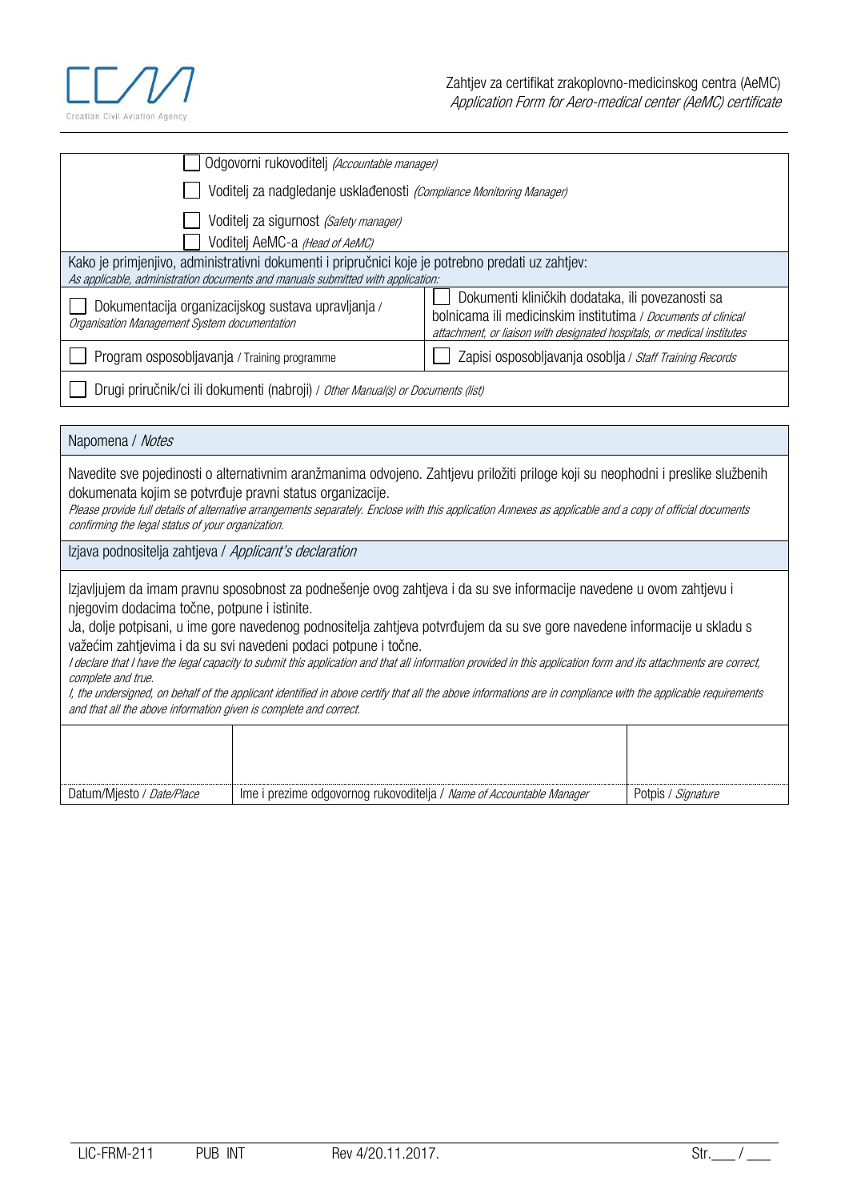| |
|---|
| ☐ Odgovorni rukovoditelj *(Accountable manager)* |
| ☐ Voditelj za nadgledanje usklađenosti *(Compliance Monitoring Manager)* |
| ☐ Voditelj za sigurnost *(Safety manager)* |
| ☐ Voditelj AeMC-a *(Head of AeMC)* |

| Kako je primjenjivo, administrativni dokumenti i priručnici koje je potrebno predati uz zahtjev: *As applicable, administration documents and manuals submitted with application:* | |
|---|---|
| ☐ Dokumentacija organizacijskog sustava upravljanja / *Organisation Management System documentation* | ☐ Dokumenti kliničkih dodataka, ili povezanosti sa bolnicama ili medicinskim institutima / *Documents of clinical attachment, or liaison with designated hospitals, or medical institutes* |
| ☐ Program osposobljavanja / Training programme | ☐ Zapisi osposobljavanja osoblja / *Staff Training Records* |
| ☐ Drugi priručnik/ci ili dokumenti (nabroji) / *Other Manual(s) or Documents (list)* | |

| Napomena / *Notes* |
|---|
| Navedite sve pojedinosti o alternativnim aranžmanima odvojeno. Zahtjevu priložiti priloge koji su neophodni i preslike službenih dokumenata kojim se potvrđuje pravni status organizacije. *Please provide full details of alternative arrangements separately. Enclose with this application Annexes as applicable and a copy of official documents confirming the legal status of your organization.* |

| Izjava podnositelja zahtjeva / *Applicant's declaration* | | |
|---|---|---|
| Izjavljujem da imam pravnu sposobnost za podnešenje ovog zahtjeva i da su sve informacije navedene u ovom zahtjevu i njegovim dodacima točne, potpune i istinite. Ja, dolje potpisani, u ime gore navedenog podnositelja zahtjeva potvrđujem da su sve gore navedene informacije u skladu s važećim zahtjevima i da su svi navedeni podaci potpune i točne. *I declare that I have the legal capacity to submit this application and that all information provided in this application form and its attachments are correct, complete and true. I, the undersigned, on behalf of the applicant identified in above certify that all the above informations are in compliance with the applicable requirements and that all the above information given is complete and correct.* | | |
| | | |
| Datum/Mjesto / *Date/Place* | Ime i prezime odgovornog rukovoditelja / *Name of Accountable Manager* | Potpis / *Signature* |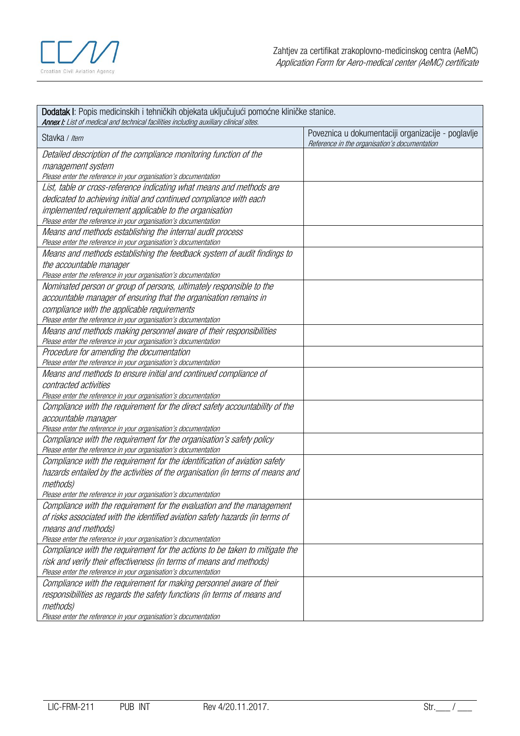| **Dodatak I**: Popis medicinskih i tehničkih objekata uključujući pomoćne kliničke stanice.<br>***Annex I**: List of medical and technical facilities including auxiliary clinical sites.* | |
|---|---|
| Stavka / *Item* | Poveznica u dokumentaciji organizacije - poglavlje<br>*Reference in the organisation's documentation* |
| *Detailed description of the compliance monitoring function of the management system*<br>*Please enter the reference in your organisation's documentation* | |
| *List, table or cross-reference indicating what means and methods are dedicated to achieving initial and continued compliance with each implemented requirement applicable to the organisation*<br>*Please enter the reference in your organisation's documentation* | |
| *Means and methods establishing the internal audit process*<br>*Please enter the reference in your organisation's documentation* | |
| *Means and methods establishing the feedback system of audit findings to the accountable manager*<br>*Please enter the reference in your organisation's documentation* | |
| *Nominated person or group of persons, ultimately responsible to the accountable manager of ensuring that the organisation remains in compliance with the applicable requirements*<br>*Please enter the reference in your organisation's documentation* | |
| *Means and methods making personnel aware of their responsibilities*<br>*Please enter the reference in your organisation's documentation* | |
| *Procedure for amending the documentation*<br>*Please enter the reference in your organisation's documentation* | |
| *Means and methods to ensure initial and continued compliance of contracted activities*<br>*Please enter the reference in your organisation's documentation* | |
| *Compliance with the requirement for the direct safety accountability of the accountable manager*<br>*Please enter the reference in your organisation's documentation* | |
| *Compliance with the requirement for the organisation's safety policy*<br>*Please enter the reference in your organisation's documentation* | |
| *Compliance with the requirement for the identification of aviation safety hazards entailed by the activities of the organisation (in terms of means and methods)*<br>*Please enter the reference in your organisation's documentation* | |
| *Compliance with the requirement for the evaluation and the management of risks associated with the identified aviation safety hazards (in terms of means and methods)*<br>*Please enter the reference in your organisation's documentation* | |
| *Compliance with the requirement for the actions to be taken to mitigate the risk and verify their effectiveness (in terms of means and methods)*<br>*Please enter the reference in your organisation's documentation* | |
| *Compliance with the requirement for making personnel aware of their responsibilities as regards the safety functions (in terms of means and methods)*<br>*Please enter the reference in your organisation's documentation* | |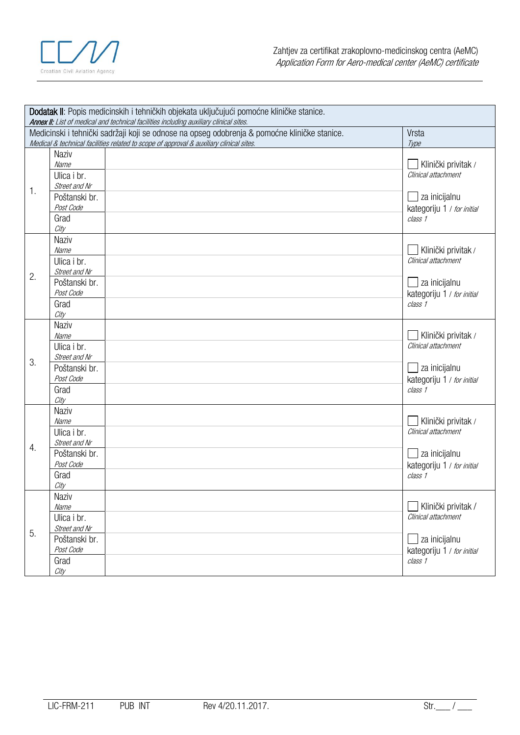**Dodatak II**: Popis medicinskih i tehničkih objekata uključujući pomoćne kliničke stanice.
***Annex II:*** *List of medical and technical facilities including auxiliary clinical sites.*

| Medicinski i tehnički sadržaji koji se odnose na opseg odobrenja & pomoćne kliničke stanice. *Medical & technical facilities related to scope of approval & auxiliary clinical sites.* | | | Vrsta *Type* |
|---|---|---|---|
| 1. | Naziv *Name* | | ☐ Klinički privitak / *Clinical attachment* |
| | Ulica i br. *Street and Nr* | | |
| | Poštanski br. *Post Code* | | ☐ za inicijalnu kategoriju 1 / *for initial class 1* |
| | Grad *City* | | |
| 2. | Naziv *Name* | | ☐ Klinički privitak / *Clinical attachment* |
| | Ulica i br. *Street and Nr* | | |
| | Poštanski br. *Post Code* | | ☐ za inicijalnu kategoriju 1 / *for initial class 1* |
| | Grad *City* | | |
| 3. | Naziv *Name* | | ☐ Klinički privitak / *Clinical attachment* |
| | Ulica i br. *Street and Nr* | | |
| | Poštanski br. *Post Code* | | ☐ za inicijalnu kategoriju 1 / *for initial class 1* |
| | Grad *City* | | |
| 4. | Naziv *Name* | | ☐ Klinički privitak / *Clinical attachment* |
| | Ulica i br. *Street and Nr* | | |
| | Poštanski br. *Post Code* | | ☐ za inicijalnu kategoriju 1 / *for initial class 1* |
| | Grad *City* | | |
| 5. | Naziv *Name* | | ☐ Klinički privitak / *Clinical attachment* |
| | Ulica i br. *Street and Nr* | | |
| | Poštanski br. *Post Code* | | ☐ za inicijalnu kategoriju 1 / *for initial class 1* |
| | Grad *City* | | |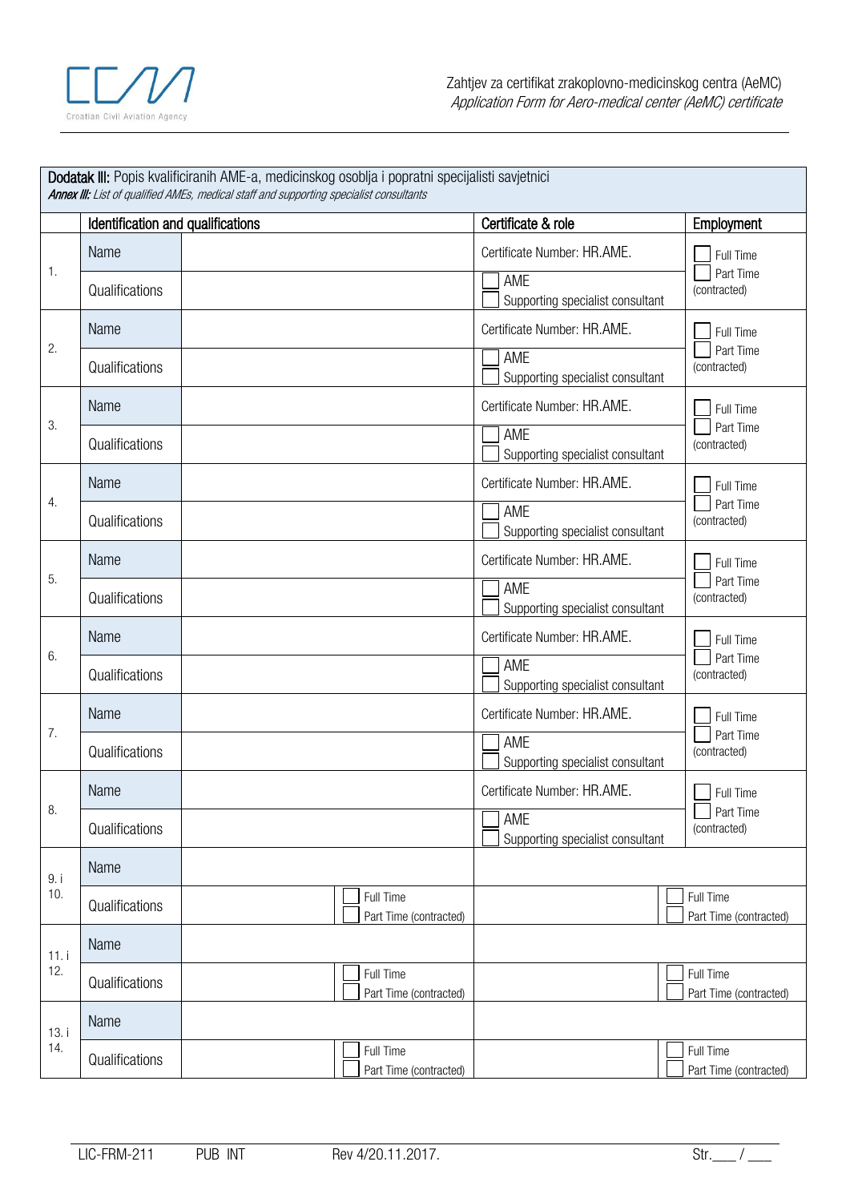**Dodatak III:** Popis kvalificiranih AME-a, medicinskog osoblja i popratni specijalisti savjetnici
***Annex III:** List of qualified AMEs, medical staff and supporting specialist consultants*

| | Identification and qualifications | | Certificate & role | Employment |
|---|---|---|---|---|
| 1. | Name | | Certificate Number: HR.AME. | ☐ Full Time ☐ Part Time (contracted) |
| | Qualifications | | ☐ AME ☐ Supporting specialist consultant | |
| 2. | Name | | Certificate Number: HR.AME. | ☐ Full Time ☐ Part Time (contracted) |
| | Qualifications | | ☐ AME ☐ Supporting specialist consultant | |
| 3. | Name | | Certificate Number: HR.AME. | ☐ Full Time ☐ Part Time (contracted) |
| | Qualifications | | ☐ AME ☐ Supporting specialist consultant | |
| 4. | Name | | Certificate Number: HR.AME. | ☐ Full Time ☐ Part Time (contracted) |
| | Qualifications | | ☐ AME ☐ Supporting specialist consultant | |
| 5. | Name | | Certificate Number: HR.AME. | ☐ Full Time ☐ Part Time (contracted) |
| | Qualifications | | ☐ AME ☐ Supporting specialist consultant | |
| 6. | Name | | Certificate Number: HR.AME. | ☐ Full Time ☐ Part Time (contracted) |
| | Qualifications | | ☐ AME ☐ Supporting specialist consultant | |
| 7. | Name | | Certificate Number: HR.AME. | ☐ Full Time ☐ Part Time (contracted) |
| | Qualifications | | ☐ AME ☐ Supporting specialist consultant | |
| 8. | Name | | Certificate Number: HR.AME. | ☐ Full Time ☐ Part Time (contracted) |
| | Qualifications | | ☐ AME ☐ Supporting specialist consultant | |
| 9. i 10. | Name | | | |
| | Qualifications | ☐ Full Time ☐ Part Time (contracted) | | ☐ Full Time ☐ Part Time (contracted) |
| 11. i 12. | Name | | | |
| | Qualifications | ☐ Full Time ☐ Part Time (contracted) | | ☐ Full Time ☐ Part Time (contracted) |
| 13. i 14. | Name | | | |
| | Qualifications | ☐ Full Time ☐ Part Time (contracted) | | ☐ Full Time ☐ Part Time (contracted) |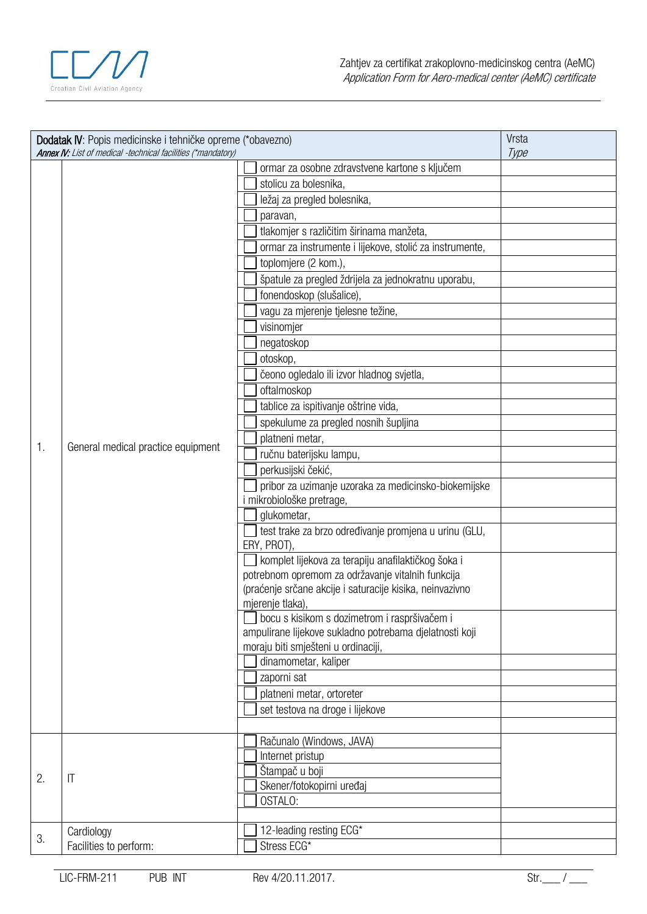| **Dodatak IV**: Popis medicinske i tehničke opreme (*obavezno)<br>***Annex IV:*** *List of medical -technical facilities (*mandatory)* | | | Vrsta<br>*Type* |
|---|---|---|---|
| 1. | General medical practice equipment | ☐ ormar za osobne zdravstvene kartone s ključem | |
| | | ☐ stolicu za bolesnika, | |
| | | ☐ ležaj za pregled bolesnika, | |
| | | ☐ paravan, | |
| | | ☐ tlakomjer s različitim širinama manžeta, | |
| | | ☐ ormar za instrumente i lijekove, stolić za instrumente, | |
| | | ☐ toplomjere (2 kom.), | |
| | | ☐ špatule za pregled ždrijela za jednokratnu uporabu, | |
| | | ☐ fonendoskop (slušalice), | |
| | | ☐ vagu za mjerenje tjelesne težine, | |
| | | ☐ visinomjer | |
| | | ☐ negatoskop | |
| | | ☐ otoskop, | |
| | | ☐ čeono ogledalo ili izvor hladnog svjetla, | |
| | | ☐ oftalmoskop | |
| | | ☐ tablice za ispitivanje oštrine vida, | |
| | | ☐ spekulume za pregled nosnih šupljina | |
| | | ☐ platneni metar, | |
| | | ☐ ručnu baterijsku lampu, | |
| | | ☐ perkusijski čekić, | |
| | | ☐ pribor za uzimanje uzoraka za medicinsko-biokemijske i mikrobiološke pretrage, | |
| | | ☐ glukometar, | |
| | | ☐ test trake za brzo određivanje promjena u urinu (GLU, ERY, PROT), | |
| | | ☐ komplet lijekova za terapiju anafilaktičkog šoka i potrebnom opremom za održavanje vitalnih funkcija (praćenje srčane akcije i saturacije kisika, neinvazivno mjerenje tlaka), | |
| | | ☐ bocu s kisikom s dozimetrom i raspršivačem i ampulirane lijekove sukladno potrebama djelatnosti koji moraju biti smješteni u ordinaciji, | |
| | | ☐ dinamometar, kaliper | |
| | | ☐ zaporni sat | |
| | | ☐ platneni metar, ortoreter | |
| | | ☐ set testova na droge i lijekove | |
| | | | |
| 2. | IT | ☐ Računalo (Windows, JAVA) | |
| | | ☐ Internet pristup | |
| | | ☐ Štampač u boji | |
| | | ☐ Skener/fotokopirni uređaj | |
| | | ☐ OSTALO: | |
| | | | |
| 3. | Cardiology<br>Facilities to perform: | ☐ 12-leading resting ECG* | |
| | | ☐ Stress ECG* | |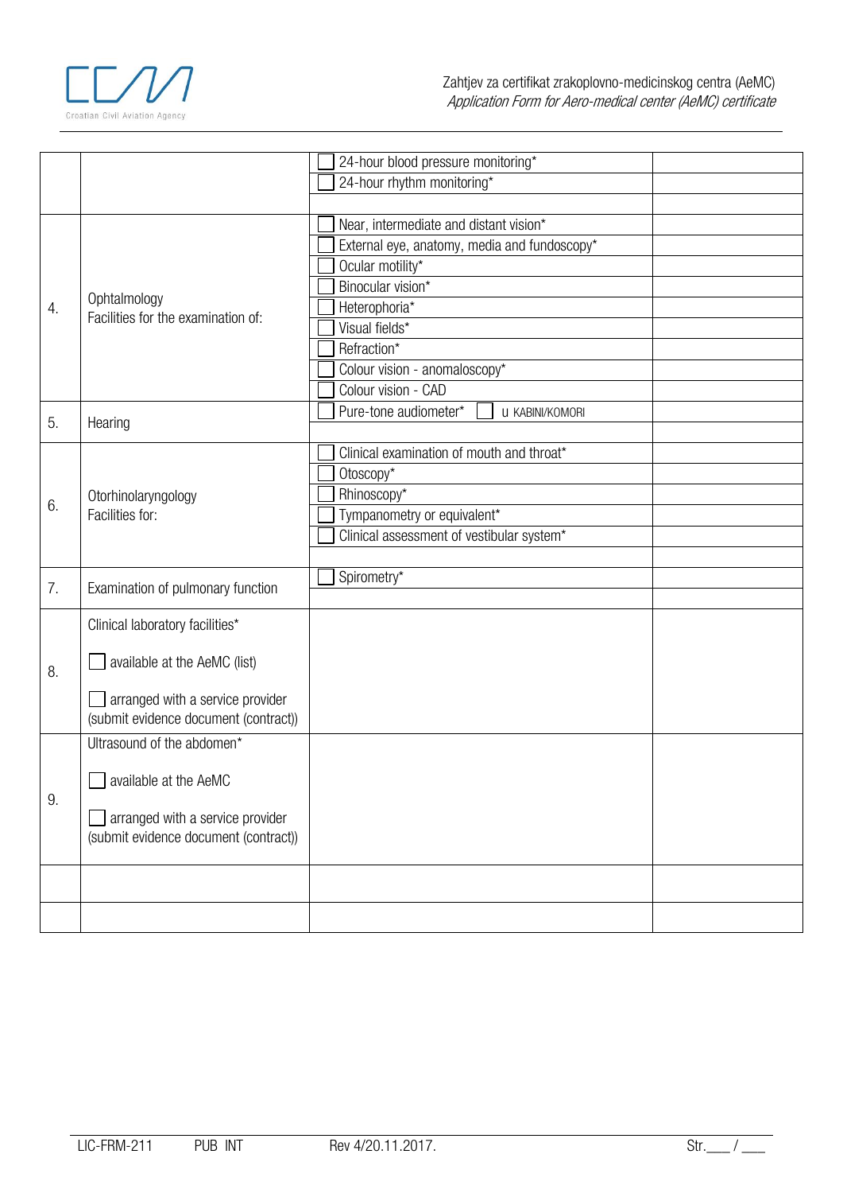| | | | |
|---|---|---|---|
| | | ☐ 24-hour blood pressure monitoring* | |
| | | ☐ 24-hour rhythm monitoring* | |
| | | | |
| 4. | Ophtalmology<br>Facilities for the examination of: | ☐ Near, intermediate and distant vision* | |
| | | ☐ External eye, anatomy, media and fundoscopy* | |
| | | ☐ Ocular motility* | |
| | | ☐ Binocular vision* | |
| | | ☐ Heterophoria* | |
| | | ☐ Visual fields* | |
| | | ☐ Refraction* | |
| | | ☐ Colour vision - anomaloscopy* | |
| | | ☐ Colour vision - CAD | |
| 5. | Hearing | ☐ Pure-tone audiometer* ☐ U KABINI/KOMORI | |
| | | | |
| 6. | Otorhinolaryngology<br>Facilities for: | ☐ Clinical examination of mouth and throat* | |
| | | ☐ Otoscopy* | |
| | | ☐ Rhinoscopy* | |
| | | ☐ Tympanometry or equivalent* | |
| | | ☐ Clinical assessment of vestibular system* | |
| | | | |
| 7. | Examination of pulmonary function | ☐ Spirometry* | |
| | | | |
| 8. | Clinical laboratory facilities*<br>☐ available at the AeMC (list)<br>☐ arranged with a service provider (submit evidence document (contract)) | | |
| 9. | Ultrasound of the abdomen*<br>☐ available at the AeMC<br>☐ arranged with a service provider (submit evidence document (contract)) | | |
| | | | |
| | | | |